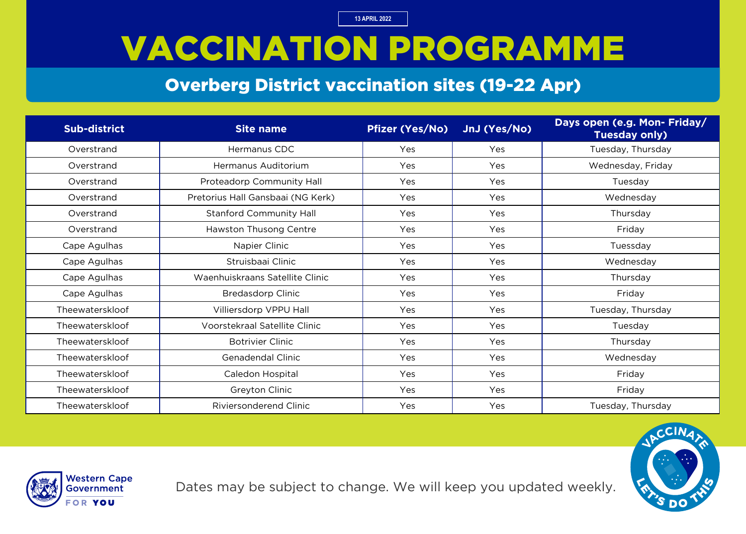13 APRIL 2022

# VACCINATION PROGRAMME

## Overberg District vaccination sites (19-22 Apr)

| Sub-district | Site name | Pfizer (Yes/No) | JnJ (Yes/No) | Days open (e.g. Mon- Friday/ Tuesday only) |
|---|---|---|---|---|
| Overstrand | Hermanus CDC | Yes | Yes | Tuesday, Thursday |
| Overstrand | Hermanus Auditorium | Yes | Yes | Wednesday, Friday |
| Overstrand | Proteadorp Community Hall | Yes | Yes | Tuesday |
| Overstrand | Pretorius Hall Gansbaai (NG Kerk) | Yes | Yes | Wednesday |
| Overstrand | Stanford Community Hall | Yes | Yes | Thursday |
| Overstrand | Hawston Thusong Centre | Yes | Yes | Friday |
| Cape Agulhas | Napier Clinic | Yes | Yes | Tuessday |
| Cape Agulhas | Struisbaai Clinic | Yes | Yes | Wednesday |
| Cape Agulhas | Waenhuiskraans Satellite Clinic | Yes | Yes | Thursday |
| Cape Agulhas | Bredasdorp Clinic | Yes | Yes | Friday |
| Theewaterskloof | Villiersdorp VPPU Hall | Yes | Yes | Tuesday, Thursday |
| Theewaterskloof | Voorstekraal Satellite Clinic | Yes | Yes | Tuesday |
| Theewaterskloof | Botrivier Clinic | Yes | Yes | Thursday |
| Theewaterskloof | Genadendal Clinic | Yes | Yes | Wednesday |
| Theewaterskloof | Caledon Hospital | Yes | Yes | Friday |
| Theewaterskloof | Greyton Clinic | Yes | Yes | Friday |
| Theewaterskloof | Riviersonderend Clinic | Yes | Yes | Tuesday, Thursday |

Western Cape Government
FOR YOU

Dates may be subject to change. We will keep you updated weekly.

VACCINATE LET'S DO THIS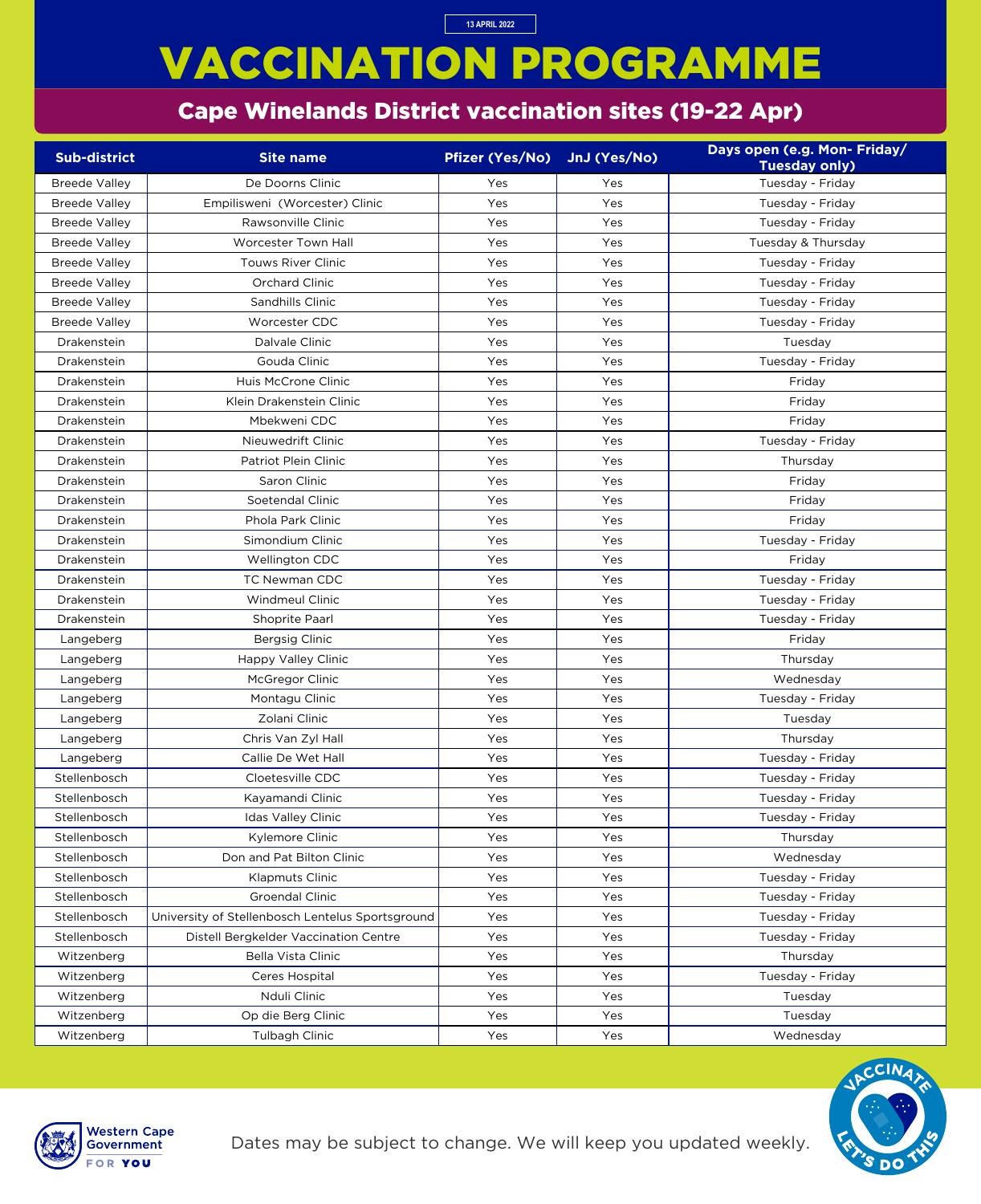13 APRIL 2022

# VACCINATION PROGRAMME

## Cape Winelands District vaccination sites (19-22 Apr)

| Sub-district | Site name | Pfizer (Yes/No) | JnJ (Yes/No) | Days open (e.g. Mon- Friday/ Tuesday only) |
|---|---|---|---|---|
| Breede Valley | De Doorns Clinic | Yes | Yes | Tuesday - Friday |
| Breede Valley | Empilisweni (Worcester) Clinic | Yes | Yes | Tuesday - Friday |
| Breede Valley | Rawsonville Clinic | Yes | Yes | Tuesday - Friday |
| Breede Valley | Worcester Town Hall | Yes | Yes | Tuesday & Thursday |
| Breede Valley | Touws River Clinic | Yes | Yes | Tuesday - Friday |
| Breede Valley | Orchard Clinic | Yes | Yes | Tuesday - Friday |
| Breede Valley | Sandhills Clinic | Yes | Yes | Tuesday - Friday |
| Breede Valley | Worcester CDC | Yes | Yes | Tuesday - Friday |
| Drakenstein | Dalvale Clinic | Yes | Yes | Tuesday |
| Drakenstein | Gouda Clinic | Yes | Yes | Tuesday - Friday |
| Drakenstein | Huis McCrone Clinic | Yes | Yes | Friday |
| Drakenstein | Klein Drakenstein Clinic | Yes | Yes | Friday |
| Drakenstein | Mbekweni CDC | Yes | Yes | Friday |
| Drakenstein | Nieuwedrift Clinic | Yes | Yes | Tuesday - Friday |
| Drakenstein | Patriot Plein Clinic | Yes | Yes | Thursday |
| Drakenstein | Saron Clinic | Yes | Yes | Friday |
| Drakenstein | Soetendal Clinic | Yes | Yes | Friday |
| Drakenstein | Phola Park Clinic | Yes | Yes | Friday |
| Drakenstein | Simondium Clinic | Yes | Yes | Tuesday - Friday |
| Drakenstein | Wellington CDC | Yes | Yes | Friday |
| Drakenstein | TC Newman CDC | Yes | Yes | Tuesday - Friday |
| Drakenstein | Windmeul Clinic | Yes | Yes | Tuesday - Friday |
| Drakenstein | Shoprite Paarl | Yes | Yes | Tuesday - Friday |
| Langeberg | Bergsig Clinic | Yes | Yes | Friday |
| Langeberg | Happy Valley Clinic | Yes | Yes | Thursday |
| Langeberg | McGregor Clinic | Yes | Yes | Wednesday |
| Langeberg | Montagu Clinic | Yes | Yes | Tuesday - Friday |
| Langeberg | Zolani Clinic | Yes | Yes | Tuesday |
| Langeberg | Chris Van Zyl Hall | Yes | Yes | Thursday |
| Langeberg | Callie De Wet Hall | Yes | Yes | Tuesday - Friday |
| Stellenbosch | Cloetesville CDC | Yes | Yes | Tuesday - Friday |
| Stellenbosch | Kayamandi Clinic | Yes | Yes | Tuesday - Friday |
| Stellenbosch | Idas Valley Clinic | Yes | Yes | Tuesday - Friday |
| Stellenbosch | Kylemore Clinic | Yes | Yes | Thursday |
| Stellenbosch | Don and Pat Bilton Clinic | Yes | Yes | Wednesday |
| Stellenbosch | Klapmuts Clinic | Yes | Yes | Tuesday - Friday |
| Stellenbosch | Groendal Clinic | Yes | Yes | Tuesday - Friday |
| Stellenbosch | University of Stellenbosch Lentelus Sportsground | Yes | Yes | Tuesday - Friday |
| Stellenbosch | Distell Bergkelder Vaccination Centre | Yes | Yes | Tuesday - Friday |
| Witzenberg | Bella Vista Clinic | Yes | Yes | Thursday |
| Witzenberg | Ceres Hospital | Yes | Yes | Tuesday - Friday |
| Witzenberg | Nduli Clinic | Yes | Yes | Tuesday |
| Witzenberg | Op die Berg Clinic | Yes | Yes | Tuesday |
| Witzenberg | Tulbagh Clinic | Yes | Yes | Wednesday |

Western Cape Government FOR YOU

Dates may be subject to change. We will keep you updated weekly.

VACCINATE LET'S DO THIS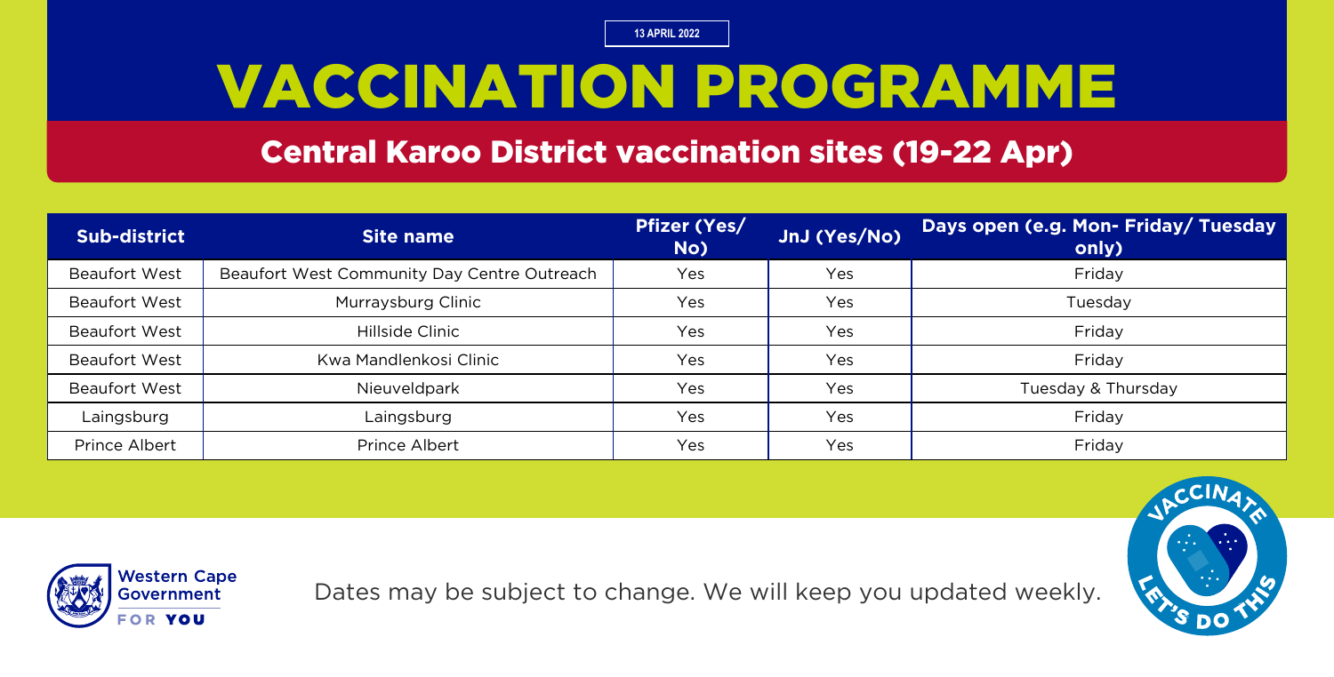13 APRIL 2022

# VACCINATION PROGRAMME

## Central Karoo District vaccination sites (19-22 Apr)

| Sub-district | Site name | Pfizer (Yes/No) | JnJ (Yes/No) | Days open (e.g. Mon- Friday/ Tuesday only) |
|---|---|---|---|---|
| Beaufort West | Beaufort West Community Day Centre Outreach | Yes | Yes | Friday |
| Beaufort West | Murraysburg Clinic | Yes | Yes | Tuesday |
| Beaufort West | Hillside Clinic | Yes | Yes | Friday |
| Beaufort West | Kwa Mandlenkosi Clinic | Yes | Yes | Friday |
| Beaufort West | Nieuveldpark | Yes | Yes | Tuesday & Thursday |
| Laingsburg | Laingsburg | Yes | Yes | Friday |
| Prince Albert | Prince Albert | Yes | Yes | Friday |

Western Cape Government FOR YOU

Dates may be subject to change. We will keep you updated weekly.

VACCINATE LET'S DO THIS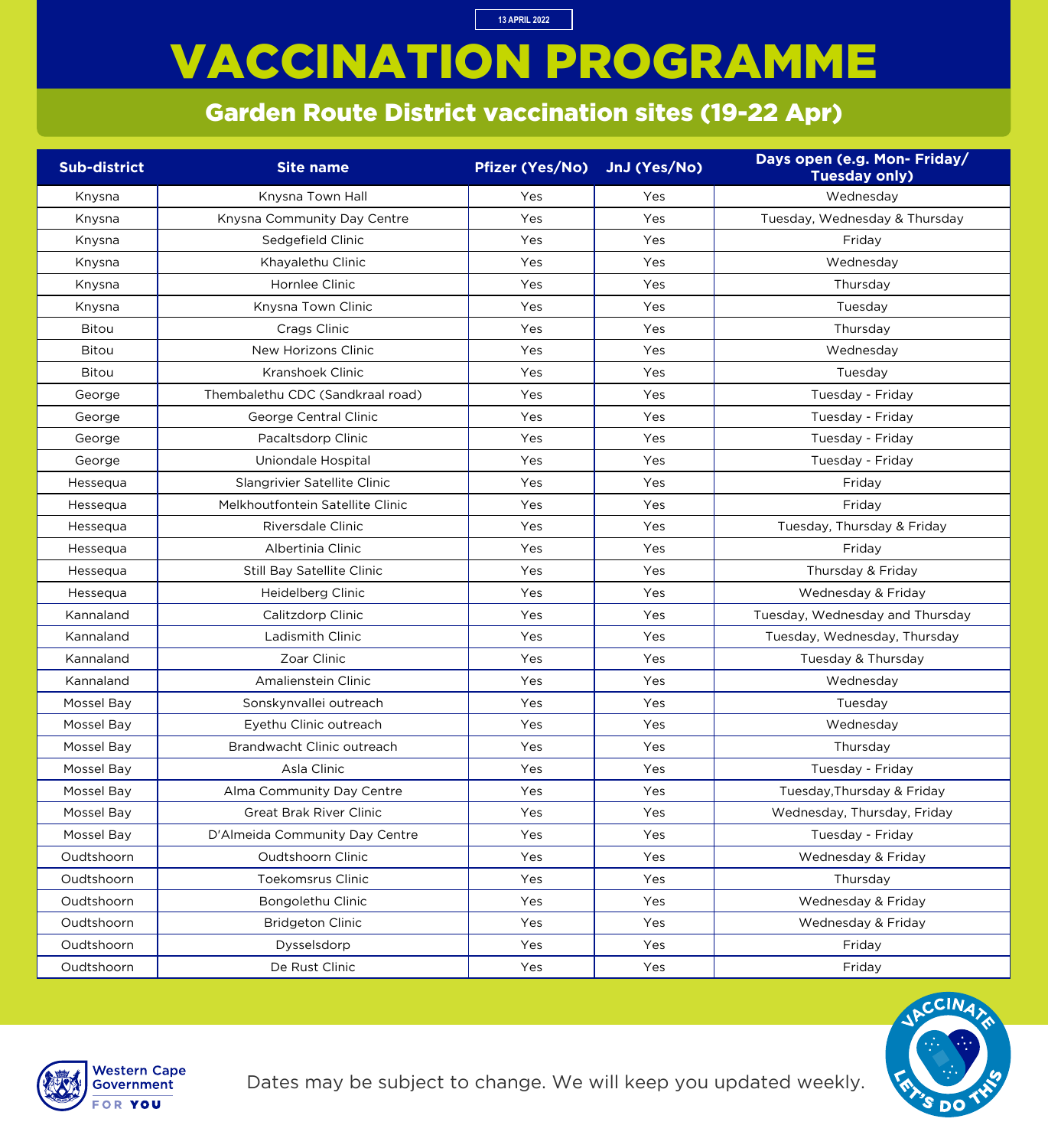13 APRIL 2022

# VACCINATION PROGRAMME

## Garden Route District vaccination sites (19-22 Apr)

| Sub-district | Site name | Pfizer (Yes/No) | JnJ (Yes/No) | Days open (e.g. Mon- Friday/ Tuesday only) |
|---|---|---|---|---|
| Knysna | Knysna Town Hall | Yes | Yes | Wednesday |
| Knysna | Knysna Community Day Centre | Yes | Yes | Tuesday, Wednesday & Thursday |
| Knysna | Sedgefield Clinic | Yes | Yes | Friday |
| Knysna | Khayalethu Clinic | Yes | Yes | Wednesday |
| Knysna | Hornlee Clinic | Yes | Yes | Thursday |
| Knysna | Knysna Town Clinic | Yes | Yes | Tuesday |
| Bitou | Crags Clinic | Yes | Yes | Thursday |
| Bitou | New Horizons Clinic | Yes | Yes | Wednesday |
| Bitou | Kranshoek Clinic | Yes | Yes | Tuesday |
| George | Thembalethu CDC (Sandkraal road) | Yes | Yes | Tuesday - Friday |
| George | George Central Clinic | Yes | Yes | Tuesday - Friday |
| George | Pacaltsdorp Clinic | Yes | Yes | Tuesday - Friday |
| George | Uniondale Hospital | Yes | Yes | Tuesday - Friday |
| Hessequa | Slangrivier Satellite Clinic | Yes | Yes | Friday |
| Hessequa | Melkhoutfontein Satellite Clinic | Yes | Yes | Friday |
| Hessequa | Riversdale Clinic | Yes | Yes | Tuesday, Thursday & Friday |
| Hessequa | Albertinia Clinic | Yes | Yes | Friday |
| Hessequa | Still Bay Satellite Clinic | Yes | Yes | Thursday & Friday |
| Hessequa | Heidelberg Clinic | Yes | Yes | Wednesday & Friday |
| Kannaland | Calitzdorp Clinic | Yes | Yes | Tuesday, Wednesday and Thursday |
| Kannaland | Ladismith Clinic | Yes | Yes | Tuesday, Wednesday, Thursday |
| Kannaland | Zoar Clinic | Yes | Yes | Tuesday & Thursday |
| Kannaland | Amalienstein Clinic | Yes | Yes | Wednesday |
| Mossel Bay | Sonskynvallei outreach | Yes | Yes | Tuesday |
| Mossel Bay | Eyethu Clinic outreach | Yes | Yes | Wednesday |
| Mossel Bay | Brandwacht Clinic outreach | Yes | Yes | Thursday |
| Mossel Bay | Asla Clinic | Yes | Yes | Tuesday - Friday |
| Mossel Bay | Alma Community Day Centre | Yes | Yes | Tuesday,Thursday & Friday |
| Mossel Bay | Great Brak River Clinic | Yes | Yes | Wednesday, Thursday, Friday |
| Mossel Bay | D'Almeida Community Day Centre | Yes | Yes | Tuesday - Friday |
| Oudtshoorn | Oudtshoorn Clinic | Yes | Yes | Wednesday & Friday |
| Oudtshoorn | Toekomsrus Clinic | Yes | Yes | Thursday |
| Oudtshoorn | Bongolethu Clinic | Yes | Yes | Wednesday & Friday |
| Oudtshoorn | Bridgeton Clinic | Yes | Yes | Wednesday & Friday |
| Oudtshoorn | Dysselsdorp | Yes | Yes | Friday |
| Oudtshoorn | De Rust Clinic | Yes | Yes | Friday |

Western Cape Government FOR YOU

Dates may be subject to change. We will keep you updated weekly.

VACCINATE LET'S DO THIS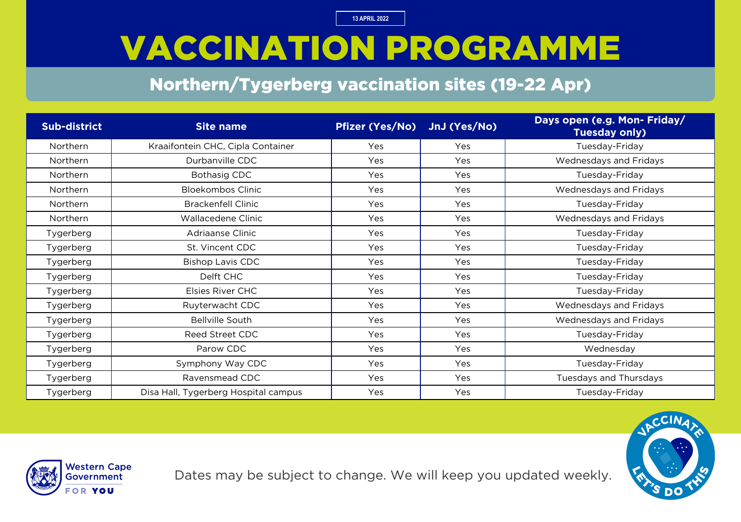13 APRIL 2022

# VACCINATION PROGRAMME

## Northern/Tygerberg vaccination sites (19-22 Apr)

| Sub-district | Site name | Pfizer (Yes/No) | JnJ (Yes/No) | Days open (e.g. Mon- Friday/ Tuesday only) |
|---|---|---|---|---|
| Northern | Kraaifontein CHC, Cipla Container | Yes | Yes | Tuesday-Friday |
| Northern | Durbanville CDC | Yes | Yes | Wednesdays and Fridays |
| Northern | Bothasig CDC | Yes | Yes | Tuesday-Friday |
| Northern | Bloekombos Clinic | Yes | Yes | Wednesdays and Fridays |
| Northern | Brackenfell Clinic | Yes | Yes | Tuesday-Friday |
| Northern | Wallacedene Clinic | Yes | Yes | Wednesdays and Fridays |
| Tygerberg | Adriaanse Clinic | Yes | Yes | Tuesday-Friday |
| Tygerberg | St. Vincent CDC | Yes | Yes | Tuesday-Friday |
| Tygerberg | Bishop Lavis CDC | Yes | Yes | Tuesday-Friday |
| Tygerberg | Delft CHC | Yes | Yes | Tuesday-Friday |
| Tygerberg | Elsies River CHC | Yes | Yes | Tuesday-Friday |
| Tygerberg | Ruyterwacht CDC | Yes | Yes | Wednesdays and Fridays |
| Tygerberg | Bellville South | Yes | Yes | Wednesdays and Fridays |
| Tygerberg | Reed Street CDC | Yes | Yes | Tuesday-Friday |
| Tygerberg | Parow CDC | Yes | Yes | Wednesday |
| Tygerberg | Symphony Way CDC | Yes | Yes | Tuesday-Friday |
| Tygerberg | Ravensmead CDC | Yes | Yes | Tuesdays and Thursdays |
| Tygerberg | Disa Hall, Tygerberg Hospital campus | Yes | Yes | Tuesday-Friday |

Dates may be subject to change. We will keep you updated weekly.

Western Cape Government FOR YOU

VACCINATE LET'S DO THIS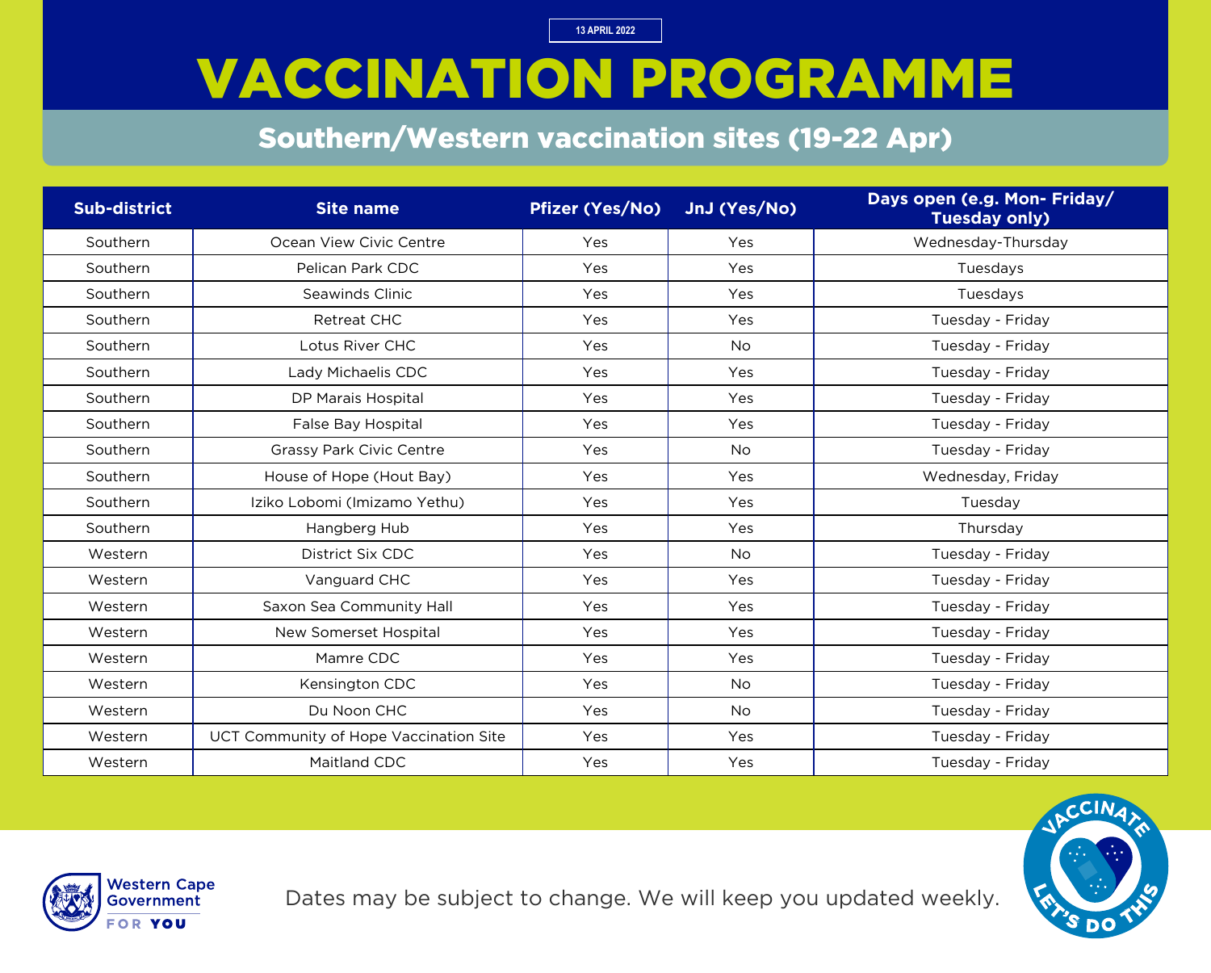13 APRIL 2022

# VACCINATION PROGRAMME

## Southern/Western vaccination sites (19-22 Apr)

| Sub-district | Site name | Pfizer (Yes/No) | JnJ (Yes/No) | Days open (e.g. Mon- Friday/ Tuesday only) |
|---|---|---|---|---|
| Southern | Ocean View Civic Centre | Yes | Yes | Wednesday-Thursday |
| Southern | Pelican Park CDC | Yes | Yes | Tuesdays |
| Southern | Seawinds Clinic | Yes | Yes | Tuesdays |
| Southern | Retreat CHC | Yes | Yes | Tuesday - Friday |
| Southern | Lotus River CHC | Yes | No | Tuesday - Friday |
| Southern | Lady Michaelis CDC | Yes | Yes | Tuesday - Friday |
| Southern | DP Marais Hospital | Yes | Yes | Tuesday - Friday |
| Southern | False Bay Hospital | Yes | Yes | Tuesday - Friday |
| Southern | Grassy Park Civic Centre | Yes | No | Tuesday - Friday |
| Southern | House of Hope (Hout Bay) | Yes | Yes | Wednesday, Friday |
| Southern | Iziko Lobomi (Imizamo Yethu) | Yes | Yes | Tuesday |
| Southern | Hangberg Hub | Yes | Yes | Thursday |
| Western | District Six CDC | Yes | No | Tuesday - Friday |
| Western | Vanguard CHC | Yes | Yes | Tuesday - Friday |
| Western | Saxon Sea Community Hall | Yes | Yes | Tuesday - Friday |
| Western | New Somerset Hospital | Yes | Yes | Tuesday - Friday |
| Western | Mamre CDC | Yes | Yes | Tuesday - Friday |
| Western | Kensington CDC | Yes | No | Tuesday - Friday |
| Western | Du Noon CHC | Yes | No | Tuesday - Friday |
| Western | UCT Community of Hope Vaccination Site | Yes | Yes | Tuesday - Friday |
| Western | Maitland CDC | Yes | Yes | Tuesday - Friday |

Western Cape Government FOR YOU

Dates may be subject to change. We will keep you updated weekly.

VACCINATE LET'S DO THIS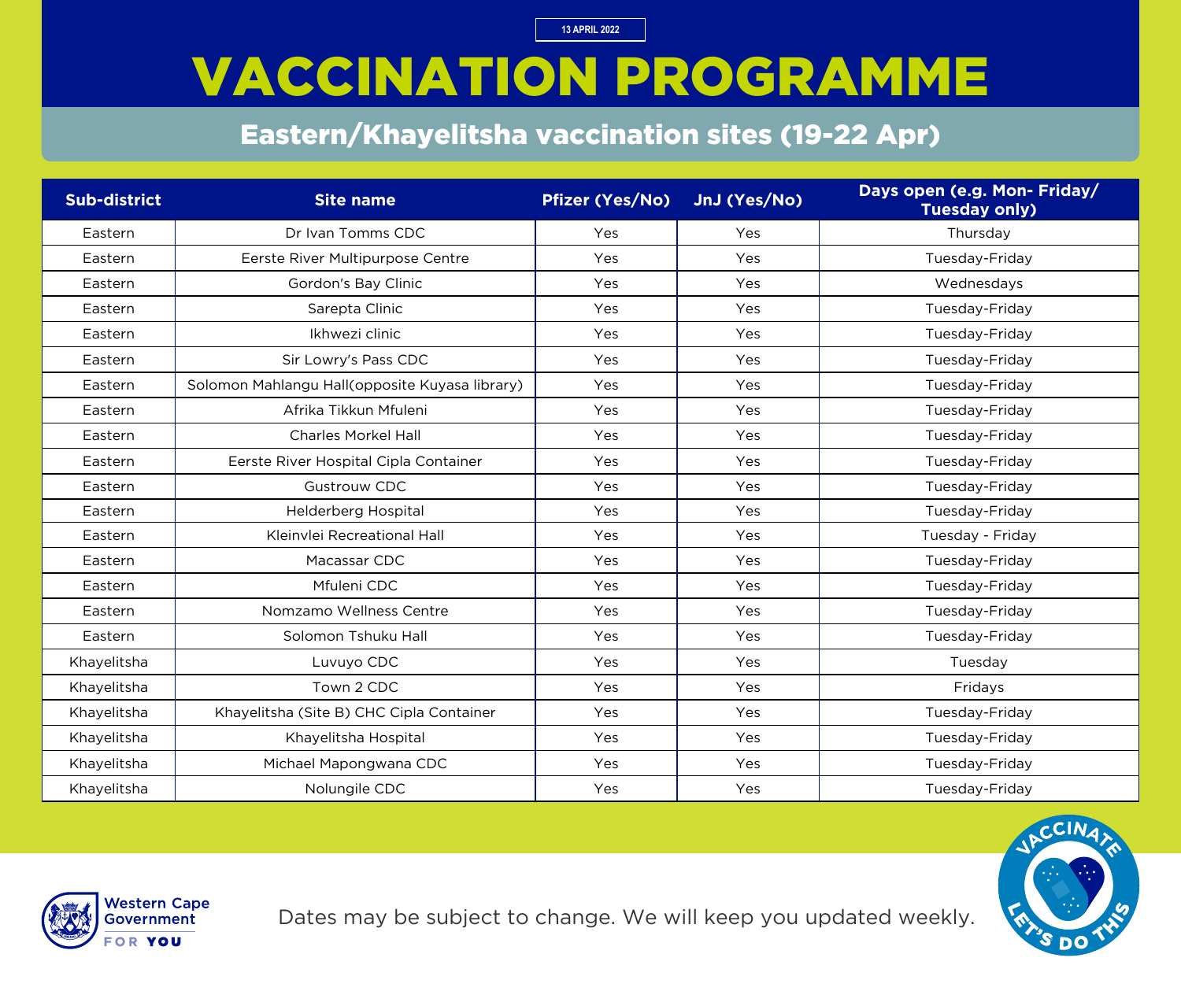13 APRIL 2022

# VACCINATION PROGRAMME

## Eastern/Khayelitsha vaccination sites (19-22 Apr)

| Sub-district | Site name | Pfizer (Yes/No) | JnJ (Yes/No) | Days open (e.g. Mon- Friday/ Tuesday only) |
|---|---|---|---|---|
| Eastern | Dr Ivan Tomms CDC | Yes | Yes | Thursday |
| Eastern | Eerste River Multipurpose Centre | Yes | Yes | Tuesday-Friday |
| Eastern | Gordon's Bay Clinic | Yes | Yes | Wednesdays |
| Eastern | Sarepta Clinic | Yes | Yes | Tuesday-Friday |
| Eastern | Ikhwezi clinic | Yes | Yes | Tuesday-Friday |
| Eastern | Sir Lowry's Pass CDC | Yes | Yes | Tuesday-Friday |
| Eastern | Solomon Mahlangu Hall(opposite Kuyasa library) | Yes | Yes | Tuesday-Friday |
| Eastern | Afrika Tikkun Mfuleni | Yes | Yes | Tuesday-Friday |
| Eastern | Charles Morkel Hall | Yes | Yes | Tuesday-Friday |
| Eastern | Eerste River Hospital Cipla Container | Yes | Yes | Tuesday-Friday |
| Eastern | Gustrouw CDC | Yes | Yes | Tuesday-Friday |
| Eastern | Helderberg Hospital | Yes | Yes | Tuesday-Friday |
| Eastern | Kleinvlei Recreational Hall | Yes | Yes | Tuesday - Friday |
| Eastern | Macassar CDC | Yes | Yes | Tuesday-Friday |
| Eastern | Mfuleni CDC | Yes | Yes | Tuesday-Friday |
| Eastern | Nomzamo Wellness Centre | Yes | Yes | Tuesday-Friday |
| Eastern | Solomon Tshuku Hall | Yes | Yes | Tuesday-Friday |
| Khayelitsha | Luvuyo CDC | Yes | Yes | Tuesday |
| Khayelitsha | Town 2 CDC | Yes | Yes | Fridays |
| Khayelitsha | Khayelitsha (Site B) CHC Cipla Container | Yes | Yes | Tuesday-Friday |
| Khayelitsha | Khayelitsha Hospital | Yes | Yes | Tuesday-Friday |
| Khayelitsha | Michael Mapongwana CDC | Yes | Yes | Tuesday-Friday |
| Khayelitsha | Nolungile CDC | Yes | Yes | Tuesday-Friday |

Western Cape Government
FOR YOU

Dates may be subject to change. We will keep you updated weekly.

VACCINATE LET'S DO THIS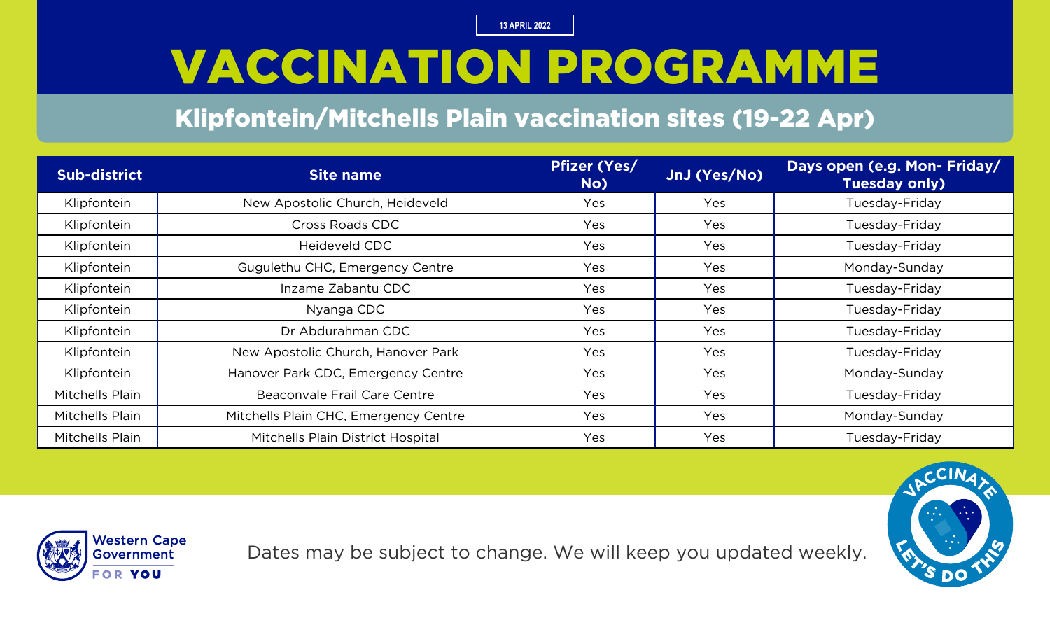13 APRIL 2022

# VACCINATION PROGRAMME

## Klipfontein/Mitchells Plain vaccination sites (19-22 Apr)

| Sub-district | Site name | Pfizer (Yes/ No) | JnJ (Yes/No) | Days open (e.g. Mon- Friday/ Tuesday only) |
|---|---|---|---|---|
| Klipfontein | New Apostolic Church, Heideveld | Yes | Yes | Tuesday-Friday |
| Klipfontein | Cross Roads CDC | Yes | Yes | Tuesday-Friday |
| Klipfontein | Heideveld CDC | Yes | Yes | Tuesday-Friday |
| Klipfontein | Gugulethu CHC, Emergency Centre | Yes | Yes | Monday-Sunday |
| Klipfontein | Inzame Zabantu CDC | Yes | Yes | Tuesday-Friday |
| Klipfontein | Nyanga CDC | Yes | Yes | Tuesday-Friday |
| Klipfontein | Dr Abdurahman CDC | Yes | Yes | Tuesday-Friday |
| Klipfontein | New Apostolic Church, Hanover Park | Yes | Yes | Tuesday-Friday |
| Klipfontein | Hanover Park CDC, Emergency Centre | Yes | Yes | Monday-Sunday |
| Mitchells Plain | Beaconvale Frail Care Centre | Yes | Yes | Tuesday-Friday |
| Mitchells Plain | Mitchells Plain CHC, Emergency Centre | Yes | Yes | Monday-Sunday |
| Mitchells Plain | Mitchells Plain District Hospital | Yes | Yes | Tuesday-Friday |

Western Cape Government FOR YOU

Dates may be subject to change. We will keep you updated weekly.

VACCINATE LET'S DO THIS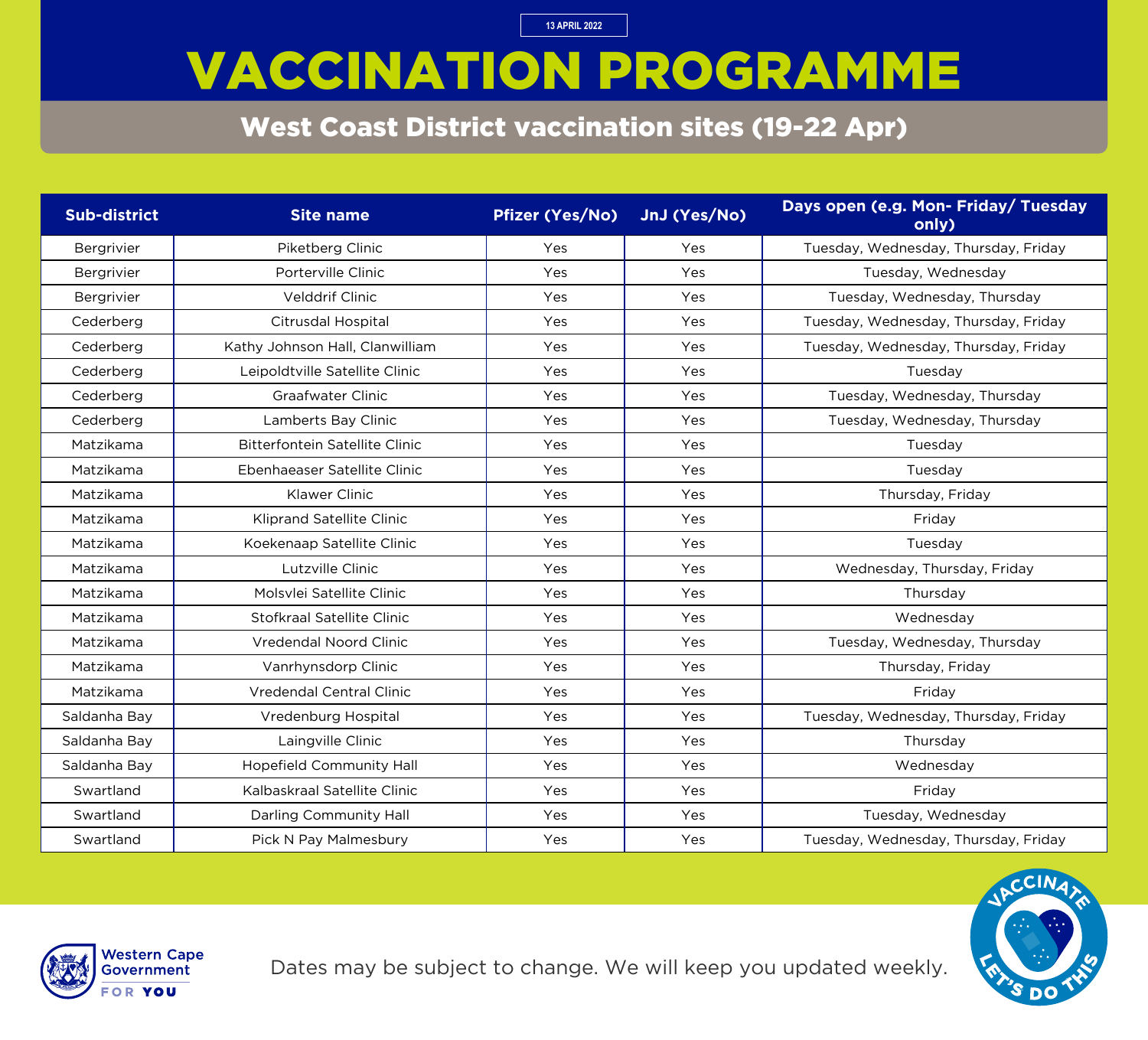13 APRIL 2022

# VACCINATION PROGRAMME

## West Coast District vaccination sites (19-22 Apr)

| Sub-district | Site name | Pfizer (Yes/No) | JnJ (Yes/No) | Days open (e.g. Mon- Friday/ Tuesday only) |
|---|---|---|---|---|
| Bergrivier | Piketberg Clinic | Yes | Yes | Tuesday, Wednesday, Thursday, Friday |
| Bergrivier | Porterville Clinic | Yes | Yes | Tuesday, Wednesday |
| Bergrivier | Velddrif Clinic | Yes | Yes | Tuesday, Wednesday, Thursday |
| Cederberg | Citrusdal Hospital | Yes | Yes | Tuesday, Wednesday, Thursday, Friday |
| Cederberg | Kathy Johnson Hall, Clanwilliam | Yes | Yes | Tuesday, Wednesday, Thursday, Friday |
| Cederberg | Leipoldtville Satellite Clinic | Yes | Yes | Tuesday |
| Cederberg | Graafwater Clinic | Yes | Yes | Tuesday, Wednesday, Thursday |
| Cederberg | Lamberts Bay Clinic | Yes | Yes | Tuesday, Wednesday, Thursday |
| Matzikama | Bitterfontein Satellite Clinic | Yes | Yes | Tuesday |
| Matzikama | Ebenhaeaser Satellite Clinic | Yes | Yes | Tuesday |
| Matzikama | Klawer Clinic | Yes | Yes | Thursday, Friday |
| Matzikama | Kliprand Satellite Clinic | Yes | Yes | Friday |
| Matzikama | Koekenaap Satellite Clinic | Yes | Yes | Tuesday |
| Matzikama | Lutzville Clinic | Yes | Yes | Wednesday, Thursday, Friday |
| Matzikama | Molsvlei Satellite Clinic | Yes | Yes | Thursday |
| Matzikama | Stofkraal Satellite Clinic | Yes | Yes | Wednesday |
| Matzikama | Vredendal Noord Clinic | Yes | Yes | Tuesday, Wednesday, Thursday |
| Matzikama | Vanrhynsdorp Clinic | Yes | Yes | Thursday, Friday |
| Matzikama | Vredendal Central Clinic | Yes | Yes | Friday |
| Saldanha Bay | Vredenburg Hospital | Yes | Yes | Tuesday, Wednesday, Thursday, Friday |
| Saldanha Bay | Laingville Clinic | Yes | Yes | Thursday |
| Saldanha Bay | Hopefield Community Hall | Yes | Yes | Wednesday |
| Swartland | Kalbaskraal Satellite Clinic | Yes | Yes | Friday |
| Swartland | Darling Community Hall | Yes | Yes | Tuesday, Wednesday |
| Swartland | Pick N Pay Malmesbury | Yes | Yes | Tuesday, Wednesday, Thursday, Friday |

Western Cape Government FOR YOU

Dates may be subject to change. We will keep you updated weekly.

VACCINATE LET'S DO THIS